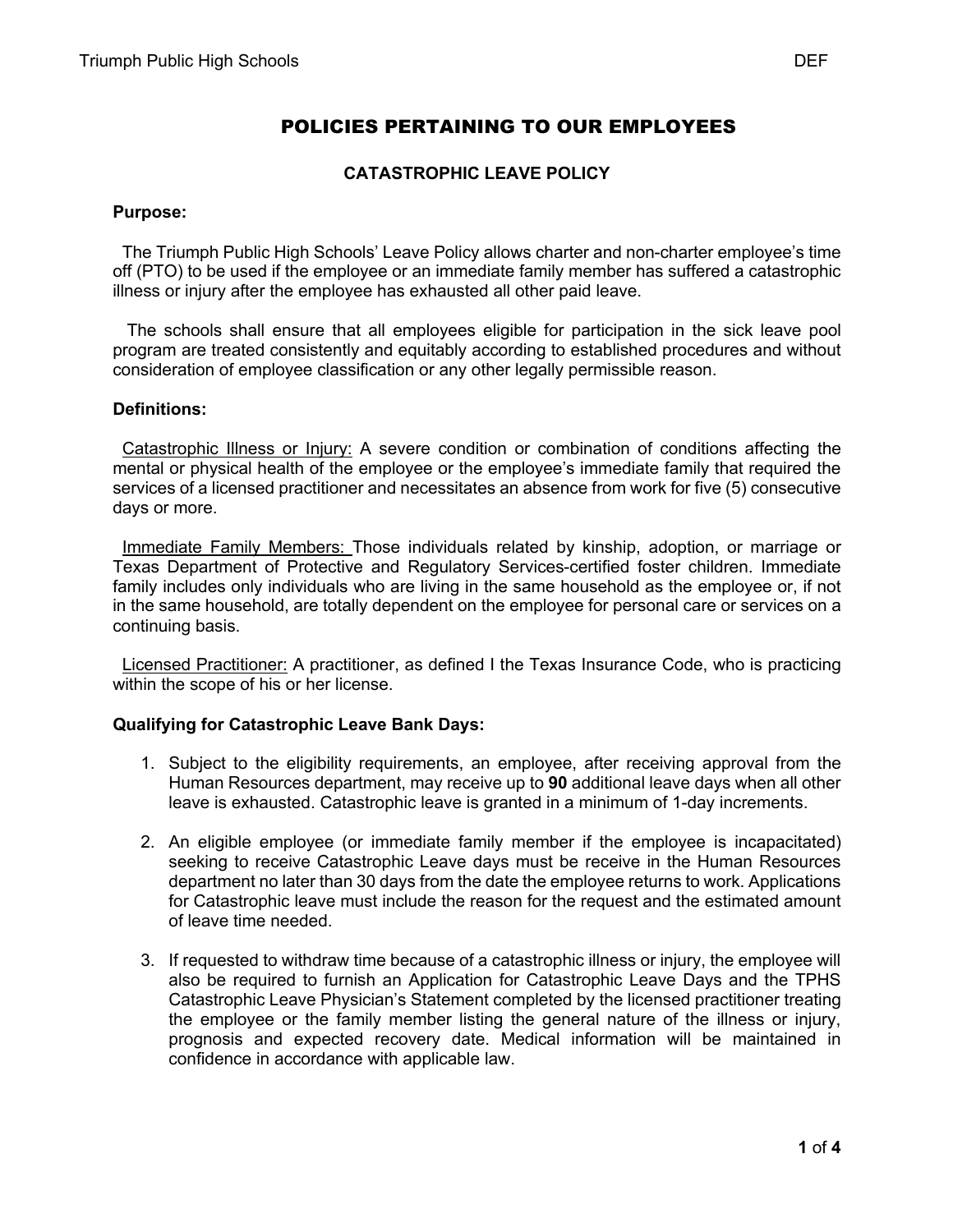# POLICIES PERTAINING TO OUR EMPLOYEES

## CATASTROPHIC LEAVE POLICY

**Purpose:**

The Triumph Public High Schools' Leave Policy allows charter and non-charter employee's time off (PTO) to be used if the employee or an immediate family member has suffered a catastrophic illness or injury after the employee has exhausted all other paid leave.

The schools shall ensure that all employees eligible for participation in the sick leave pool program are treated consistently and equitably according to established procedures and without consideration of employee classification or any other legally permissible reason.

**Definitions:**

Catastrophic Illness or Injury: A severe condition or combination of conditions affecting the mental or physical health of the employee or the employee's immediate family that required the services of a licensed practitioner and necessitates an absence from work for five (5) consecutive days or more.

Immediate Family Members: Those individuals related by kinship, adoption, or marriage or Texas Department of Protective and Regulatory Services-certified foster children. Immediate family includes only individuals who are living in the same household as the employee or, if not in the same household, are totally dependent on the employee for personal care or services on a continuing basis.

Licensed Practitioner: A practitioner, as defined I the Texas Insurance Code, who is practicing within the scope of his or her license.

**Qualifying for Catastrophic Leave Bank Days:**

1. Subject to the eligibility requirements, an employee, after receiving approval from the Human Resources department, may receive up to **90** additional leave days when all other leave is exhausted. Catastrophic leave is granted in a minimum of 1-day increments.

2. An eligible employee (or immediate family member if the employee is incapacitated) seeking to receive Catastrophic Leave days must be receive in the Human Resources department no later than 30 days from the date the employee returns to work. Applications for Catastrophic leave must include the reason for the request and the estimated amount of leave time needed.

3. If requested to withdraw time because of a catastrophic illness or injury, the employee will also be required to furnish an Application for Catastrophic Leave Days and the TPHS Catastrophic Leave Physician's Statement completed by the licensed practitioner treating the employee or the family member listing the general nature of the illness or injury, prognosis and expected recovery date. Medical information will be maintained in confidence in accordance with applicable law.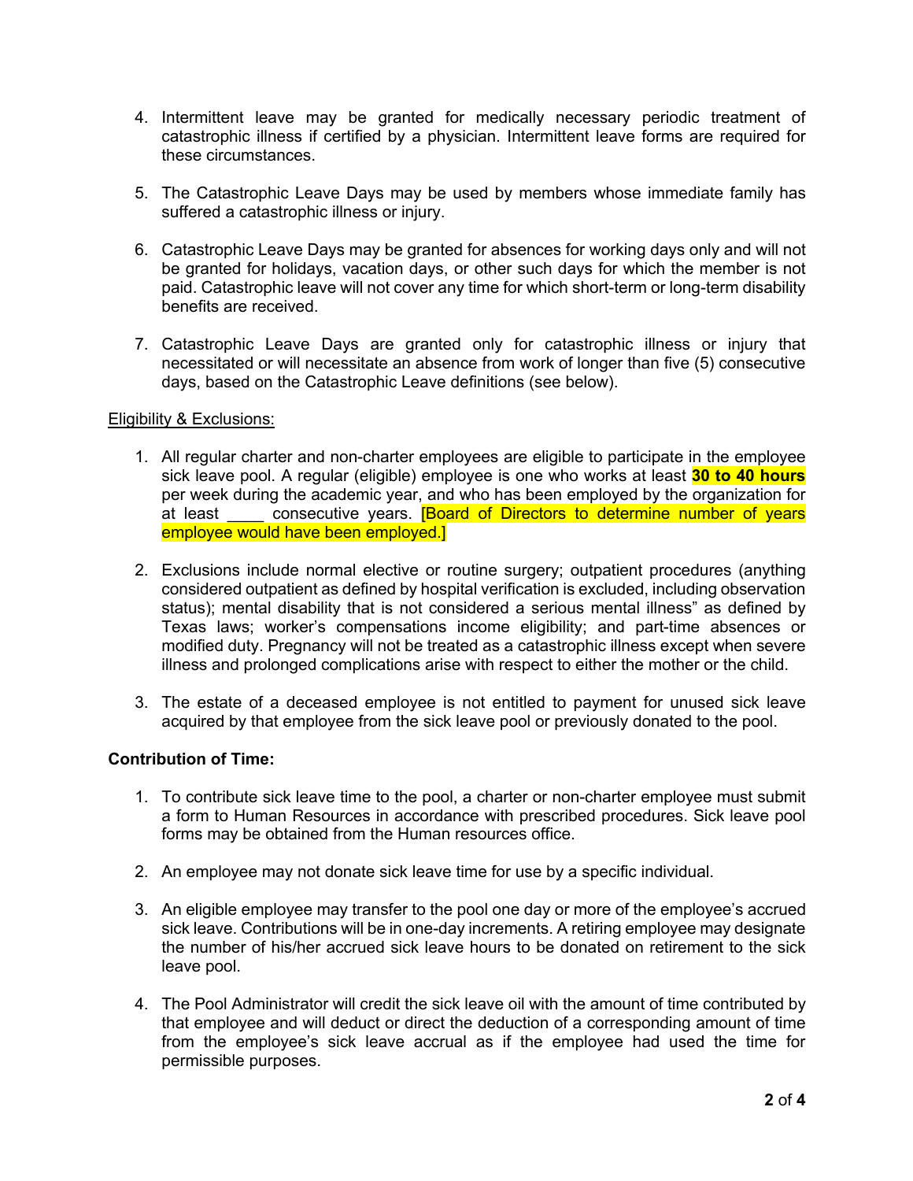4. Intermittent leave may be granted for medically necessary periodic treatment of catastrophic illness if certified by a physician. Intermittent leave forms are required for these circumstances.

5. The Catastrophic Leave Days may be used by members whose immediate family has suffered a catastrophic illness or injury.

6. Catastrophic Leave Days may be granted for absences for working days only and will not be granted for holidays, vacation days, or other such days for which the member is not paid. Catastrophic leave will not cover any time for which short-term or long-term disability benefits are received.

7. Catastrophic Leave Days are granted only for catastrophic illness or injury that necessitated or will necessitate an absence from work of longer than five (5) consecutive days, based on the Catastrophic Leave definitions (see below).

Eligibility & Exclusions:

1. All regular charter and non-charter employees are eligible to participate in the employee sick leave pool. A regular (eligible) employee is one who works at least **30 to 40 hours** per week during the academic year, and who has been employed by the organization for at least ____ consecutive years. [Board of Directors to determine number of years employee would have been employed.]

2. Exclusions include normal elective or routine surgery; outpatient procedures (anything considered outpatient as defined by hospital verification is excluded, including observation status); mental disability that is not considered a serious mental illness" as defined by Texas laws; worker's compensations income eligibility; and part-time absences or modified duty. Pregnancy will not be treated as a catastrophic illness except when severe illness and prolonged complications arise with respect to either the mother or the child.

3. The estate of a deceased employee is not entitled to payment for unused sick leave acquired by that employee from the sick leave pool or previously donated to the pool.

**Contribution of Time:**

1. To contribute sick leave time to the pool, a charter or non-charter employee must submit a form to Human Resources in accordance with prescribed procedures. Sick leave pool forms may be obtained from the Human resources office.

2. An employee may not donate sick leave time for use by a specific individual.

3. An eligible employee may transfer to the pool one day or more of the employee's accrued sick leave. Contributions will be in one-day increments. A retiring employee may designate the number of his/her accrued sick leave hours to be donated on retirement to the sick leave pool.

4. The Pool Administrator will credit the sick leave oil with the amount of time contributed by that employee and will deduct or direct the deduction of a corresponding amount of time from the employee's sick leave accrual as if the employee had used the time for permissible purposes.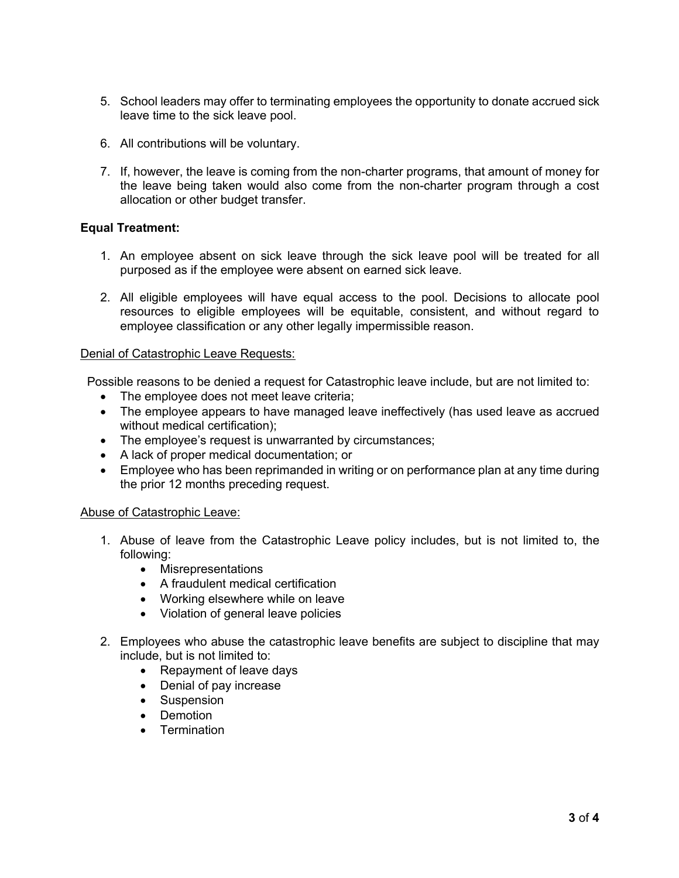5. School leaders may offer to terminating employees the opportunity to donate accrued sick leave time to the sick leave pool.

6. All contributions will be voluntary.

7. If, however, the leave is coming from the non-charter programs, that amount of money for the leave being taken would also come from the non-charter program through a cost allocation or other budget transfer.

**Equal Treatment:**

1. An employee absent on sick leave through the sick leave pool will be treated for all purposed as if the employee were absent on earned sick leave.

2. All eligible employees will have equal access to the pool. Decisions to allocate pool resources to eligible employees will be equitable, consistent, and without regard to employee classification or any other legally impermissible reason.

Denial of Catastrophic Leave Requests:

Possible reasons to be denied a request for Catastrophic leave include, but are not limited to:

- The employee does not meet leave criteria;
- The employee appears to have managed leave ineffectively (has used leave as accrued without medical certification);
- The employee's request is unwarranted by circumstances;
- A lack of proper medical documentation; or
- Employee who has been reprimanded in writing or on performance plan at any time during the prior 12 months preceding request.

Abuse of Catastrophic Leave:

1. Abuse of leave from the Catastrophic Leave policy includes, but is not limited to, the following:
   - Misrepresentations
   - A fraudulent medical certification
   - Working elsewhere while on leave
   - Violation of general leave policies

2. Employees who abuse the catastrophic leave benefits are subject to discipline that may include, but is not limited to:
   - Repayment of leave days
   - Denial of pay increase
   - Suspension
   - Demotion
   - Termination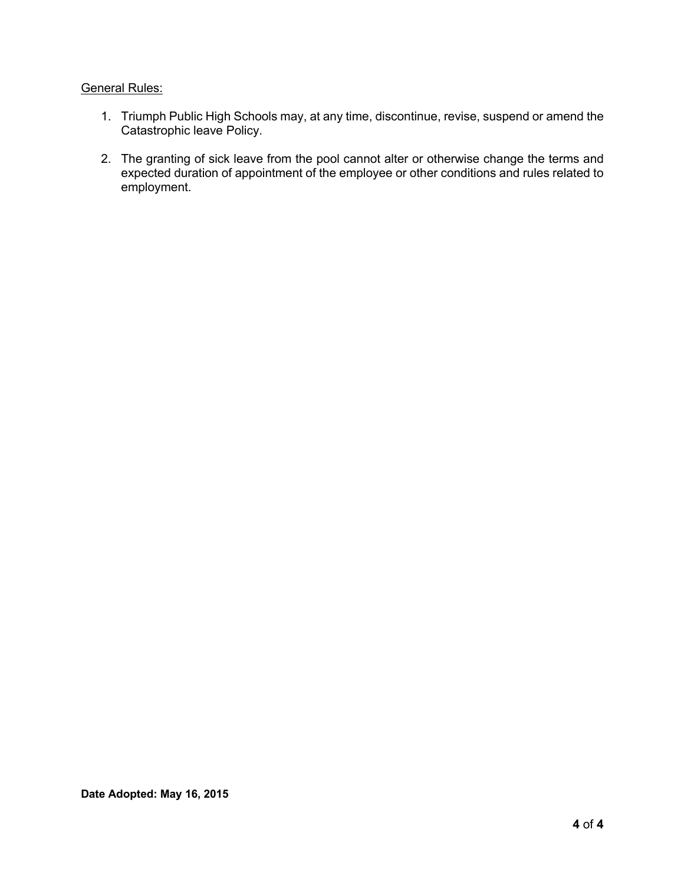General Rules:

1. Triumph Public High Schools may, at any time, discontinue, revise, suspend or amend the Catastrophic leave Policy.

2. The granting of sick leave from the pool cannot alter or otherwise change the terms and expected duration of appointment of the employee or other conditions and rules related to employment.

**Date Adopted: May 16, 2015**